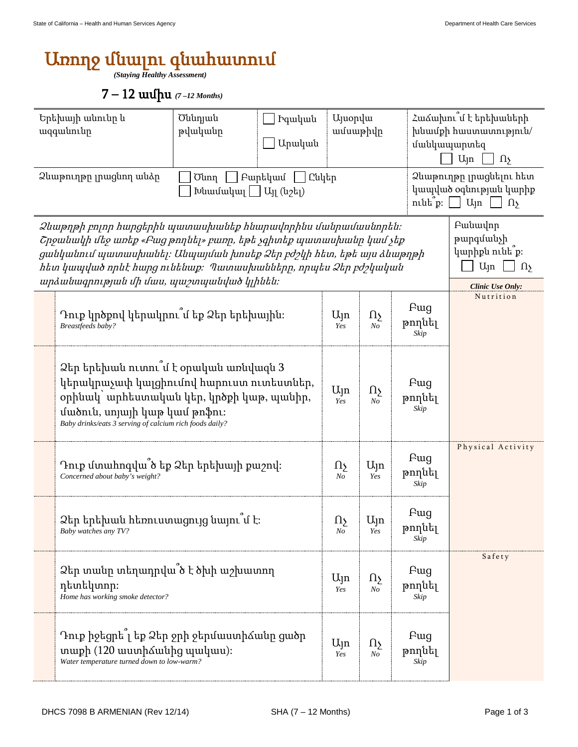# Առողջ մնալու գնահատում

*(Staying Healthy Assessment)*

## 7 – 12 ամիս *(7 –12 Months)*

| Երեխայի անունը և ազգանունը | Ծննդյան թվականը | ☐ Իգական ☐ Արական | Այսօրվա ամսաթիվը | Հաճախու՞մ է երեխաների խնամքի հաստատություն/ մանկապարտեզ ☐ Այո ☐ Ոչ |
|---|---|---|---|---|
| Ձևաթուղթը լրացնող անձը | ☐ Ծնող ☐ Բարեկամ ☐ Ընկեր ☐ Խնամակալ ☐ Այլ (նշել) | | | Ձևաթուղթը լրացնելու հետ կապված օգնության կարիք ունե՞ք: ☐ Այո ☐ Ոչ |

*Ձևաթղթի բոլոր հարցերին պատասխանեք հնարավորինս մանրամասնորեն: Շրջանակի մեջ առեք «Բաց թողնել» բառը, եթե չգիտեք պատասխանը կամ չեք ցանկանում պատասխանել: Անպայման խոսեք Ձեր բժշկի հետ, եթե այս ձևաթղթի հետ կապված որևէ հարց ունենաք: Պատասխանները, որպես Ձեր բժշկական արձանագրության մի մաս, պաշտպանված կլինեն:*

Բանավոր թարգմանչի կարիքն ունե՞ք: ☐ Այո ☐ Ոչ

| | | | | *Clinic Use Only:* |
|---|---|---|---|---|
| Դուք կրծքով կերակրու՞մ եք Ձեր երեխային: *Breastfeeds baby?* | Այո *Yes* | Ոչ *No* | Բաց թողնել *Skip* | Nutrition |
| Ձեր երեխան ուտու՞մ է օրական առնվազն 3 կերակրաչափ կալցիումով հարուստ ուտեստներ, օրինակ՝ արհեստական կեր, կրծքի կաթ, պանիր, մածուն, սոյայի կաթ կամ թոֆու: *Baby drinks/eats 3 serving of calcium rich foods daily?* | Այո *Yes* | Ոչ *No* | Բաց թողնել *Skip* | |
| Դուք մտահոգվա՞ծ եք Ձեր երեխայի քաշով: *Concerned about baby's weight?* | Ոչ *No* | Այո *Yes* | Բաց թողնել *Skip* | Physical Activity |
| Ձեր երեխան հեռուստացույց նայու՞մ է: *Baby watches any TV?* | Ոչ *No* | Այո *Yes* | Բաց թողնել *Skip* | |
| Ձեր տանը տեղադրվա՞ծ է ծխի աշխատող դետեկտոր: *Home has working smoke detector?* | Այո *Yes* | Ոչ *No* | Բաց թողնել *Skip* | Safety |
| Դուք իջեցրե՞լ եք Ձեր ջրի ջերմաստիճանը ցածր տաքի (120 աստիճանից պակաս): *Water temperature turned down to low-warm?* | Այո *Yes* | Ոչ *No* | Բաց թողնել *Skip* | |

DHCS 7098 B ARMENIAN (Rev 12/14) SHA (7 – 12 Months)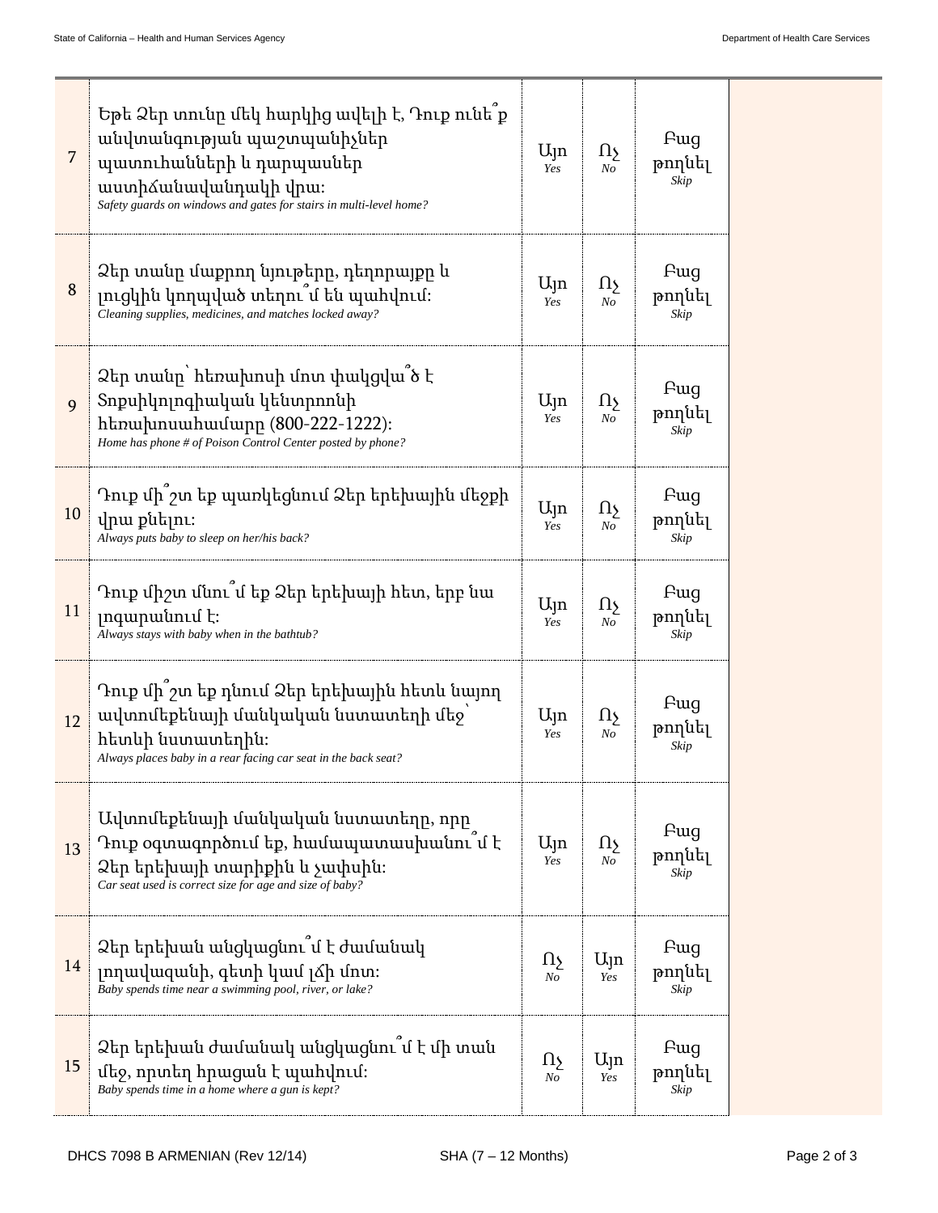| | | | | | |
|---|---|---|---|---|---|
| 7 | Եթե Ձեր տունը մեկ հարկից ավելի է, Դուք ունե՞ք անվտանգության պաշտպանիչներ պատուհանների և դարպասներ աստիճանավանդակի վրա:<br>*Safety guards on windows and gates for stairs in multi-level home?* | Այո<br>*Yes* | Ոչ<br>*No* | Բաց թողնել<br>*Skip* | |
| 8 | Ձեր տանը մաքրող նյութերը, դեղորայքը և լուցկին կողպված տեղու՞մ են պահվում:<br>*Cleaning supplies, medicines, and matches locked away?* | Այո<br>*Yes* | Ոչ<br>*No* | Բաց թողնել<br>*Skip* | |
| 9 | Ձեր տանը՝ հեռախոսի մոտ փակցվա՞ծ է Տոքսիկոլոգիական կենտրոնի հեռախոսահամարը (800-222-1222):<br>*Home has phone # of Poison Control Center posted by phone?* | Այո<br>*Yes* | Ոչ<br>*No* | Բաց թողնել<br>*Skip* | |
| 10 | Դուք մի՞շտ եք պառկեցնում Ձեր երեխային մեջքի վրա քնելու:<br>*Always puts baby to sleep on her/his back?* | Այո<br>*Yes* | Ոչ<br>*No* | Բաց թողնել<br>*Skip* | |
| 11 | Դուք միշտ մնու՞մ եք Ձեր երեխայի հետ, երբ նա լոգարանում է:<br>*Always stays with baby when in the bathtub?* | Այո<br>*Yes* | Ոչ<br>*No* | Բաց թողնել<br>*Skip* | |
| 12 | Դուք մի՞շտ եք դնում Ձեր երեխային հետև նայող ավտոմեքենայի մանկական նստատեղի մեջ՝ հետևի նստատեղին:<br>*Always places baby in a rear facing car seat in the back seat?* | Այո<br>*Yes* | Ոչ<br>*No* | Բաց թողնել<br>*Skip* | |
| 13 | Ավտոմեքենայի մանկական նստատեղը, որը Դուք օգտագործում եք, համապատասխանու՞մ է Ձեր երեխայի տարիքին և չափսին:<br>*Car seat used is correct size for age and size of baby?* | Այո<br>*Yes* | Ոչ<br>*No* | Բաց թողնել<br>*Skip* | |
| 14 | Ձեր երեխան անցկացնու՞մ է ժամանակ լողավազանի, գետի կամ լճի մոտ:<br>*Baby spends time near a swimming pool, river, or lake?* | Ոչ<br>*No* | Այո<br>*Yes* | Բաց թողնել<br>*Skip* | |
| 15 | Ձեր երեխան ժամանակ անցկացնու՞մ է մի տան մեջ, որտեղ հրացան է պահվում:<br>*Baby spends time in a home where a gun is kept?* | Ոչ<br>*No* | Այո<br>*Yes* | Բաց թողնել<br>*Skip* | |

DHCS 7098 B ARMENIAN (Rev 12/14) SHA (7 – 12 Months)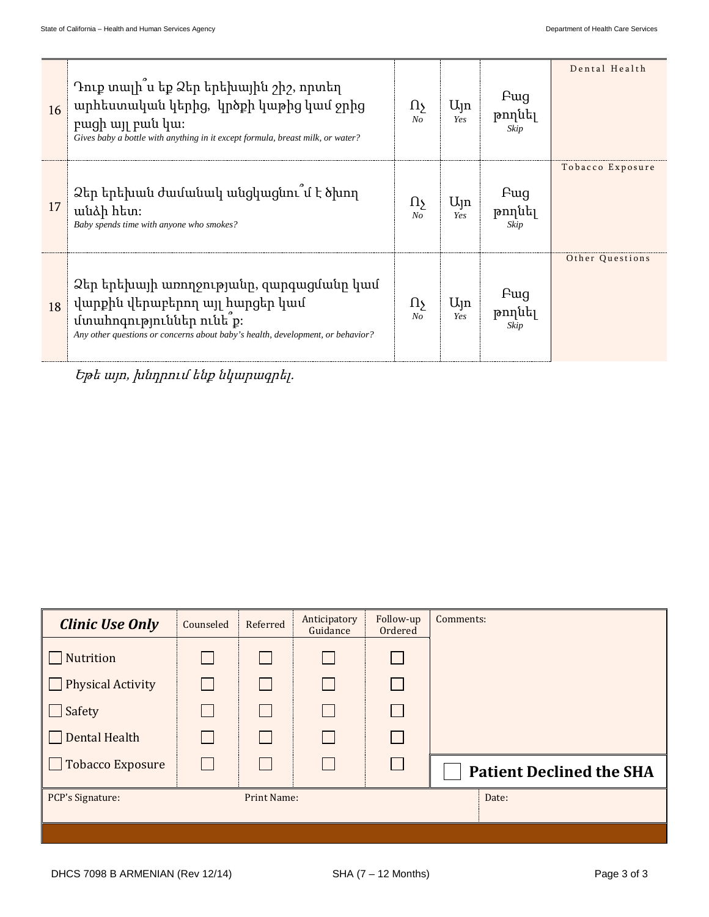| | | | | | |
|---|---|---|---|---|---|
| 16 | Դուք տալի՞ս եք Ձեր երեխային շիշ, որտեղ արհեստական կերից, կրծքի կաթից կամ ջրից բացի այլ բան կա: *Gives baby a bottle with anything in it except formula, breast milk, or water?* | Ոչ *No* | Այո *Yes* | Բաց թողնել *Skip* | Dental Health |
| 17 | Ձեր երեխան ժամանակ անցկացնու՞մ է ծխող անձի հետ: *Baby spends time with anyone who smokes?* | Ոչ *No* | Այո *Yes* | Բաց թողնել *Skip* | Tobacco Exposure |
| 18 | Ձեր երեխայի առողջությանը, զարգացմանը կամ վարքին վերաբերող այլ հարցեր կամ մտահոգություններ ունե՞ք: *Any other questions or concerns about baby's health, development, or behavior?* | Ոչ *No* | Այո *Yes* | Բաց թողնել *Skip* | Other Questions |

*Եթե այո, խնդրում ենք նկարագրել.*

| ***Clinic Use Only*** | Counseled | Referred | Anticipatory Guidance | Follow-up Ordered | Comments: |
|---|---|---|---|---|---|
| ☐ Nutrition | ☐ | ☐ | ☐ | ☐ | |
| ☐ Physical Activity | ☐ | ☐ | ☐ | ☐ | |
| ☐ Safety | ☐ | ☐ | ☐ | ☐ | |
| ☐ Dental Health | ☐ | ☐ | ☐ | ☐ | |
| ☐ Tobacco Exposure | ☐ | ☐ | ☐ | ☐ | ☐ **Patient Declined the SHA** |

| | | |
|---|---|---|
| PCP's Signature: | Print Name: | Date: |

DHCS 7098 B ARMENIAN (Rev 12/14) SHA (7 – 12 Months)